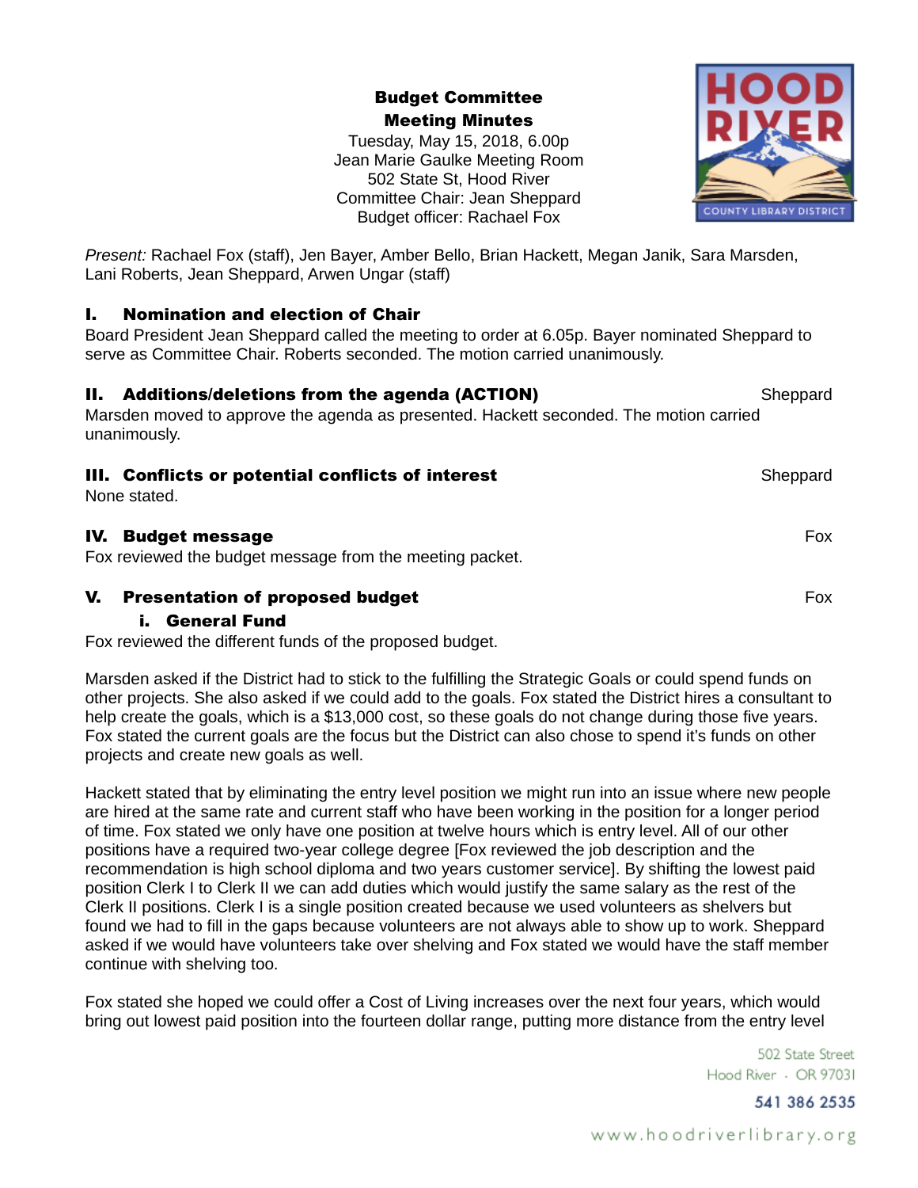**Budget Committee**
**Meeting Minutes**

Tuesday, May 15, 2018, 6.00p
Jean Marie Gaulke Meeting Room
502 State St, Hood River
Committee Chair: Jean Sheppard
Budget officer: Rachael Fox

*Present:* Rachael Fox (staff), Jen Bayer, Amber Bello, Brian Hackett, Megan Janik, Sara Marsden, Lani Roberts, Jean Sheppard, Arwen Ungar (staff)

## I. Nomination and election of Chair

Board President Jean Sheppard called the meeting to order at 6.05p. Bayer nominated Sheppard to serve as Committee Chair. Roberts seconded. The motion carried unanimously.

## II. Additions/deletions from the agenda (ACTION) — Sheppard

Marsden moved to approve the agenda as presented. Hackett seconded. The motion carried unanimously.

## III. Conflicts or potential conflicts of interest — Sheppard

None stated.

## IV. Budget message — Fox

Fox reviewed the budget message from the meeting packet.

## V. Presentation of proposed budget — Fox

### i. General Fund

Fox reviewed the different funds of the proposed budget.

Marsden asked if the District had to stick to the fulfilling the Strategic Goals or could spend funds on other projects. She also asked if we could add to the goals. Fox stated the District hires a consultant to help create the goals, which is a $13,000 cost, so these goals do not change during those five years. Fox stated the current goals are the focus but the District can also chose to spend it's funds on other projects and create new goals as well.

Hackett stated that by eliminating the entry level position we might run into an issue where new people are hired at the same rate and current staff who have been working in the position for a longer period of time. Fox stated we only have one position at twelve hours which is entry level. All of our other positions have a required two-year college degree [Fox reviewed the job description and the recommendation is high school diploma and two years customer service]. By shifting the lowest paid position Clerk I to Clerk II we can add duties which would justify the same salary as the rest of the Clerk II positions. Clerk I is a single position created because we used volunteers as shelvers but found we had to fill in the gaps because volunteers are not always able to show up to work. Sheppard asked if we would have volunteers take over shelving and Fox stated we would have the staff member continue with shelving too.

Fox stated she hoped we could offer a Cost of Living increases over the next four years, which would bring out lowest paid position into the fourteen dollar range, putting more distance from the entry level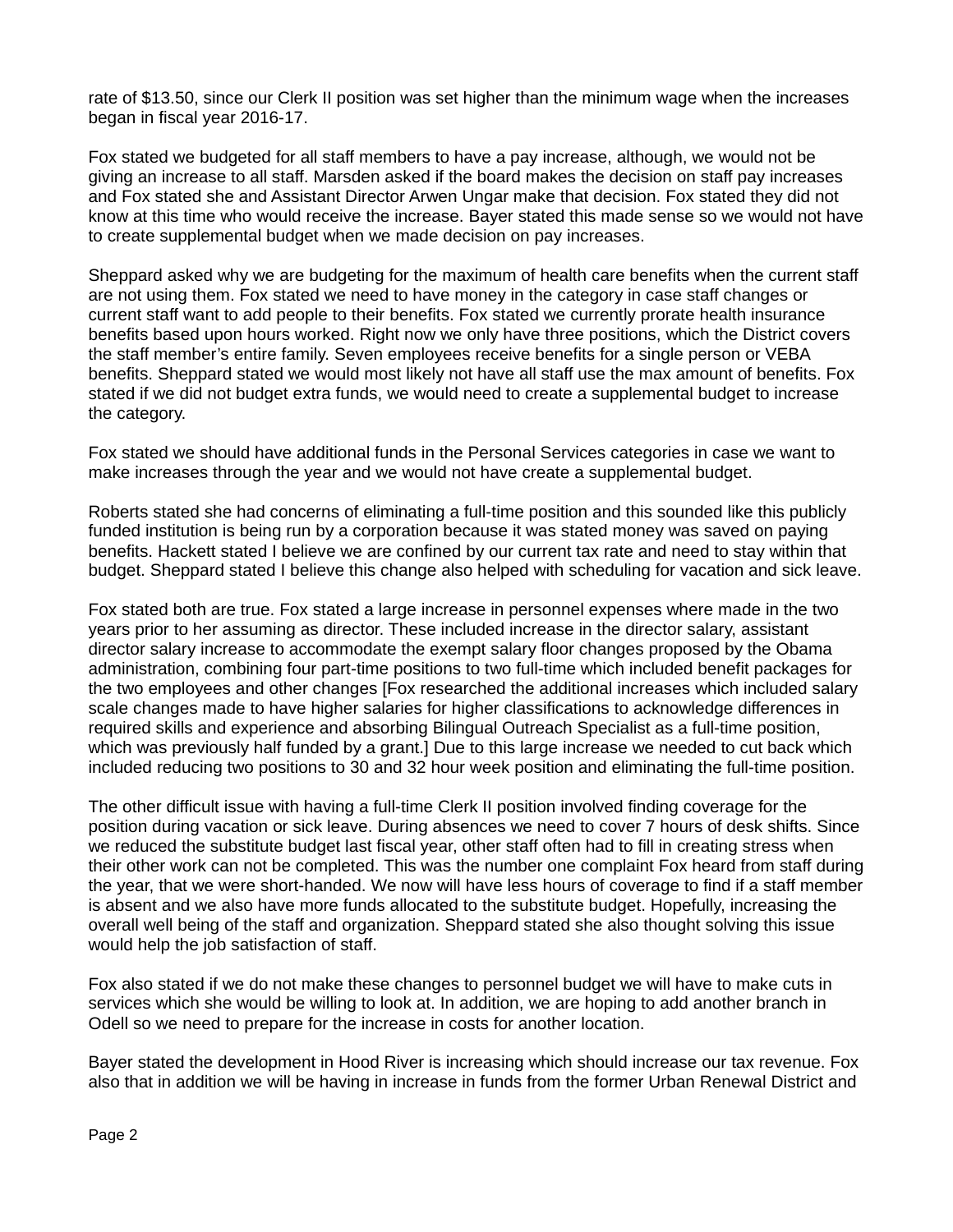rate of $13.50, since our Clerk II position was set higher than the minimum wage when the increases began in fiscal year 2016-17.

Fox stated we budgeted for all staff members to have a pay increase, although, we would not be giving an increase to all staff. Marsden asked if the board makes the decision on staff pay increases and Fox stated she and Assistant Director Arwen Ungar make that decision. Fox stated they did not know at this time who would receive the increase. Bayer stated this made sense so we would not have to create supplemental budget when we made decision on pay increases.

Sheppard asked why we are budgeting for the maximum of health care benefits when the current staff are not using them. Fox stated we need to have money in the category in case staff changes or current staff want to add people to their benefits. Fox stated we currently prorate health insurance benefits based upon hours worked. Right now we only have three positions, which the District covers the staff member's entire family. Seven employees receive benefits for a single person or VEBA benefits. Sheppard stated we would most likely not have all staff use the max amount of benefits. Fox stated if we did not budget extra funds, we would need to create a supplemental budget to increase the category.

Fox stated we should have additional funds in the Personal Services categories in case we want to make increases through the year and we would not have create a supplemental budget.

Roberts stated she had concerns of eliminating a full-time position and this sounded like this publicly funded institution is being run by a corporation because it was stated money was saved on paying benefits. Hackett stated I believe we are confined by our current tax rate and need to stay within that budget. Sheppard stated I believe this change also helped with scheduling for vacation and sick leave.

Fox stated both are true. Fox stated a large increase in personnel expenses where made in the two years prior to her assuming as director. These included increase in the director salary, assistant director salary increase to accommodate the exempt salary floor changes proposed by the Obama administration, combining four part-time positions to two full-time which included benefit packages for the two employees and other changes [Fox researched the additional increases which included salary scale changes made to have higher salaries for higher classifications to acknowledge differences in required skills and experience and absorbing Bilingual Outreach Specialist as a full-time position, which was previously half funded by a grant.] Due to this large increase we needed to cut back which included reducing two positions to 30 and 32 hour week position and eliminating the full-time position.

The other difficult issue with having a full-time Clerk II position involved finding coverage for the position during vacation or sick leave. During absences we need to cover 7 hours of desk shifts. Since we reduced the substitute budget last fiscal year, other staff often had to fill in creating stress when their other work can not be completed. This was the number one complaint Fox heard from staff during the year, that we were short-handed. We now will have less hours of coverage to find if a staff member is absent and we also have more funds allocated to the substitute budget. Hopefully, increasing the overall well being of the staff and organization. Sheppard stated she also thought solving this issue would help the job satisfaction of staff.

Fox also stated if we do not make these changes to personnel budget we will have to make cuts in services which she would be willing to look at. In addition, we are hoping to add another branch in Odell so we need to prepare for the increase in costs for another location.

Bayer stated the development in Hood River is increasing which should increase our tax revenue. Fox also that in addition we will be having in increase in funds from the former Urban Renewal District and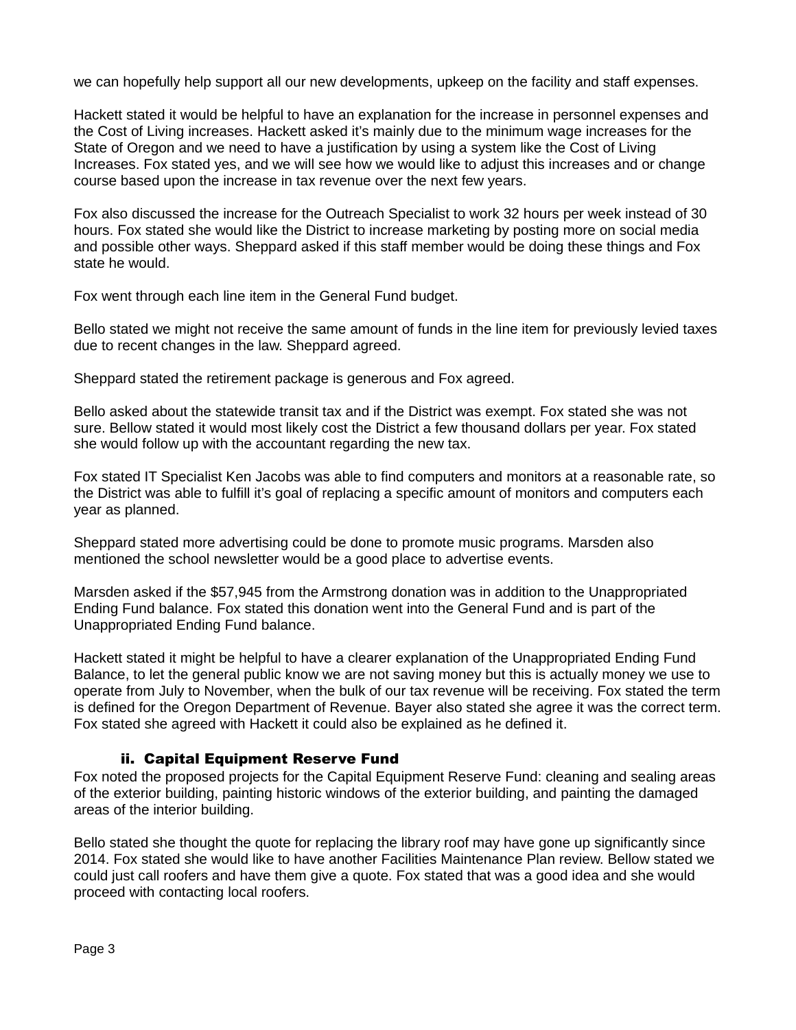we can hopefully help support all our new developments, upkeep on the facility and staff expenses.

Hackett stated it would be helpful to have an explanation for the increase in personnel expenses and the Cost of Living increases. Hackett asked it's mainly due to the minimum wage increases for the State of Oregon and we need to have a justification by using a system like the Cost of Living Increases. Fox stated yes, and we will see how we would like to adjust this increases and or change course based upon the increase in tax revenue over the next few years.

Fox also discussed the increase for the Outreach Specialist to work 32 hours per week instead of 30 hours. Fox stated she would like the District to increase marketing by posting more on social media and possible other ways. Sheppard asked if this staff member would be doing these things and Fox state he would.

Fox went through each line item in the General Fund budget.

Bello stated we might not receive the same amount of funds in the line item for previously levied taxes due to recent changes in the law. Sheppard agreed.

Sheppard stated the retirement package is generous and Fox agreed.

Bello asked about the statewide transit tax and if the District was exempt. Fox stated she was not sure. Bellow stated it would most likely cost the District a few thousand dollars per year. Fox stated she would follow up with the accountant regarding the new tax.

Fox stated IT Specialist Ken Jacobs was able to find computers and monitors at a reasonable rate, so the District was able to fulfill it's goal of replacing a specific amount of monitors and computers each year as planned.

Sheppard stated more advertising could be done to promote music programs. Marsden also mentioned the school newsletter would be a good place to advertise events.

Marsden asked if the $57,945 from the Armstrong donation was in addition to the Unappropriated Ending Fund balance. Fox stated this donation went into the General Fund and is part of the Unappropriated Ending Fund balance.

Hackett stated it might be helpful to have a clearer explanation of the Unappropriated Ending Fund Balance, to let the general public know we are not saving money but this is actually money we use to operate from July to November, when the bulk of our tax revenue will be receiving. Fox stated the term is defined for the Oregon Department of Revenue. Bayer also stated she agree it was the correct term. Fox stated she agreed with Hackett it could also be explained as he defined it.

### ii. Capital Equipment Reserve Fund

Fox noted the proposed projects for the Capital Equipment Reserve Fund: cleaning and sealing areas of the exterior building, painting historic windows of the exterior building, and painting the damaged areas of the interior building.

Bello stated she thought the quote for replacing the library roof may have gone up significantly since 2014. Fox stated she would like to have another Facilities Maintenance Plan review. Bellow stated we could just call roofers and have them give a quote. Fox stated that was a good idea and she would proceed with contacting local roofers.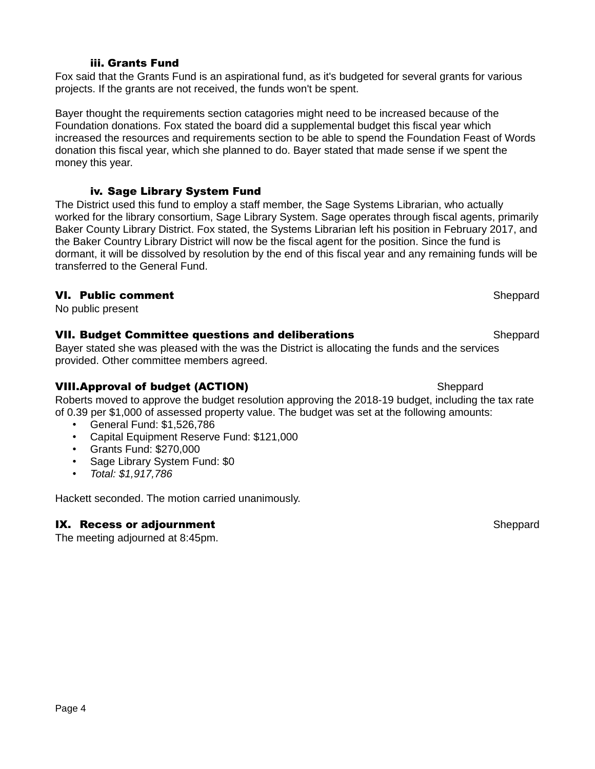#### iii. Grants Fund

Fox said that the Grants Fund is an aspirational fund, as it's budgeted for several grants for various projects. If the grants are not received, the funds won't be spent.

Bayer thought the requirements section catagories might need to be increased because of the Foundation donations. Fox stated the board did a supplemental budget this fiscal year which increased the resources and requirements section to be able to spend the Foundation Feast of Words donation this fiscal year, which she planned to do. Bayer stated that made sense if we spent the money this year.

#### iv. Sage Library System Fund

The District used this fund to employ a staff member, the Sage Systems Librarian, who actually worked for the library consortium, Sage Library System. Sage operates through fiscal agents, primarily Baker County Library District. Fox stated, the Systems Librarian left his position in February 2017, and the Baker Country Library District will now be the fiscal agent for the position. Since the fund is dormant, it will be dissolved by resolution by the end of this fiscal year and any remaining funds will be transferred to the General Fund.

### VI. Public comment — Sheppard

No public present

### VII. Budget Committee questions and deliberations — Sheppard

Bayer stated she was pleased with the was the District is allocating the funds and the services provided. Other committee members agreed.

### VIII. Approval of budget (ACTION) — Sheppard

Roberts moved to approve the budget resolution approving the 2018-19 budget, including the tax rate of 0.39 per $1,000 of assessed property value. The budget was set at the following amounts:

- General Fund: $1,526,786
- Capital Equipment Reserve Fund: $121,000
- Grants Fund: $270,000
- Sage Library System Fund: $0
- *Total: $1,917,786*

Hackett seconded. The motion carried unanimously.

### IX. Recess or adjournment — Sheppard

The meeting adjourned at 8:45pm.